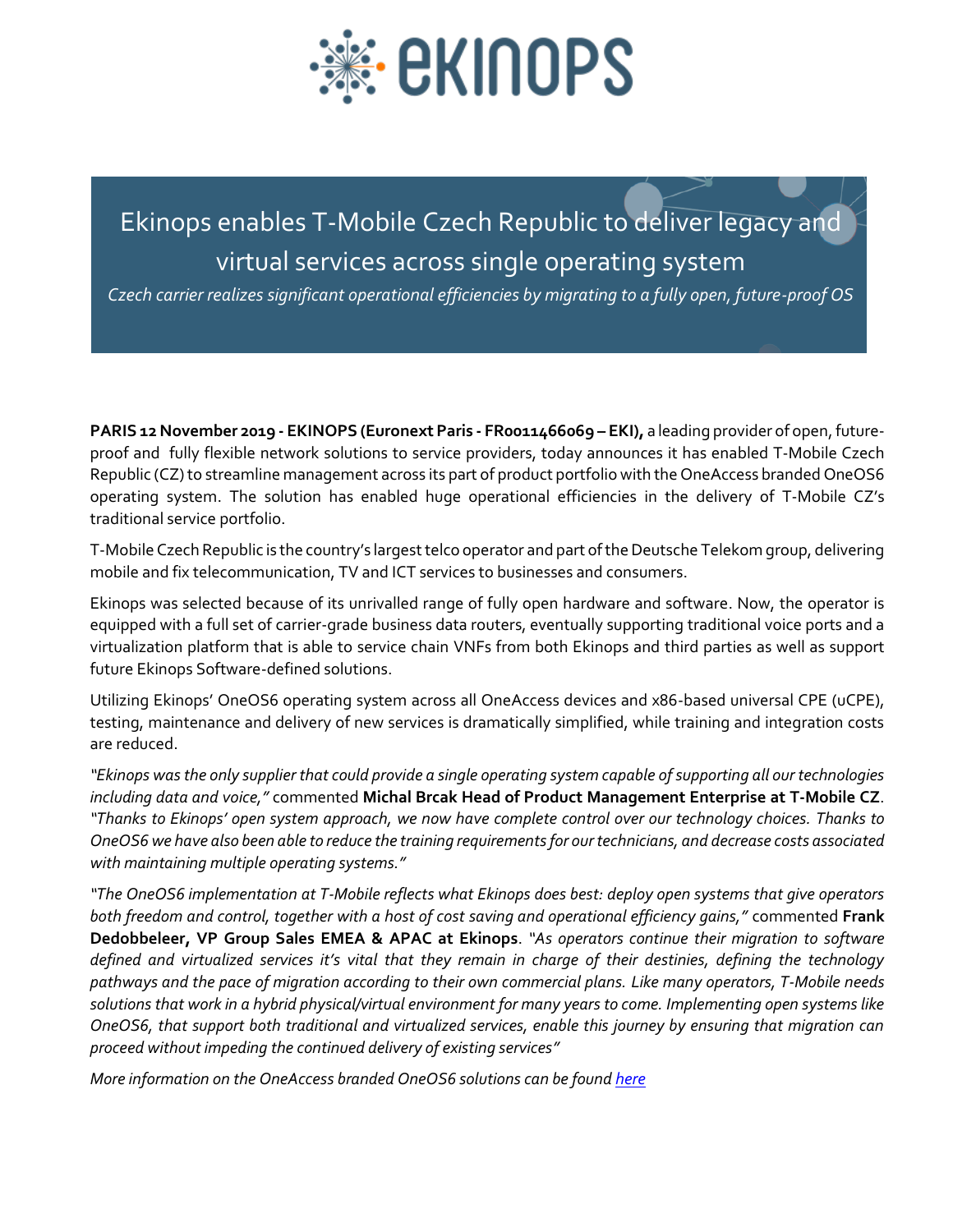# Ekinops enables T-Mobile Czech Republic to deliver legacy and virtual services across single operating system

*Czech carrier realizes significant operational efficiencies by migrating to a fully open, future-proof OS*

**PARIS 12 November 2019 - EKINOPS (Euronext Paris - FR0011466069 – EKI),** a leading provider of open, future-proof and fully flexible network solutions to service providers, today announces it has enabled T-Mobile Czech Republic (CZ) to streamline management across its part of product portfolio with the OneAccess branded OneOS6 operating system. The solution has enabled huge operational efficiencies in the delivery of T-Mobile CZ's traditional service portfolio.

T-Mobile Czech Republic is the country's largest telco operator and part of the Deutsche Telekom group, delivering mobile and fix telecommunication, TV and ICT services to businesses and consumers.

Ekinops was selected because of its unrivalled range of fully open hardware and software. Now, the operator is equipped with a full set of carrier-grade business data routers, eventually supporting traditional voice ports and a virtualization platform that is able to service chain VNFs from both Ekinops and third parties as well as support future Ekinops Software-defined solutions.

Utilizing Ekinops' OneOS6 operating system across all OneAccess devices and x86-based universal CPE (uCPE), testing, maintenance and delivery of new services is dramatically simplified, while training and integration costs are reduced.

*"Ekinops was the only supplier that could provide a single operating system capable of supporting all our technologies including data and voice,"* commented **Michal Brcak Head of Product Management Enterprise at T-Mobile CZ**. *"Thanks to Ekinops' open system approach, we now have complete control over our technology choices. Thanks to OneOS6 we have also been able to reduce the training requirements for our technicians, and decrease costs associated with maintaining multiple operating systems."*

*"The OneOS6 implementation at T-Mobile reflects what Ekinops does best: deploy open systems that give operators both freedom and control, together with a host of cost saving and operational efficiency gains,"* commented **Frank Dedobbeleer, VP Group Sales EMEA & APAC at Ekinops**. *"As operators continue their migration to software defined and virtualized services it's vital that they remain in charge of their destinies, defining the technology pathways and the pace of migration according to their own commercial plans. Like many operators, T-Mobile needs solutions that work in a hybrid physical/virtual environment for many years to come. Implementing open systems like OneOS6, that support both traditional and virtualized services, enable this journey by ensuring that migration can proceed without impeding the continued delivery of existing services"*

*More information on the OneAccess branded OneOS6 solutions can be found here*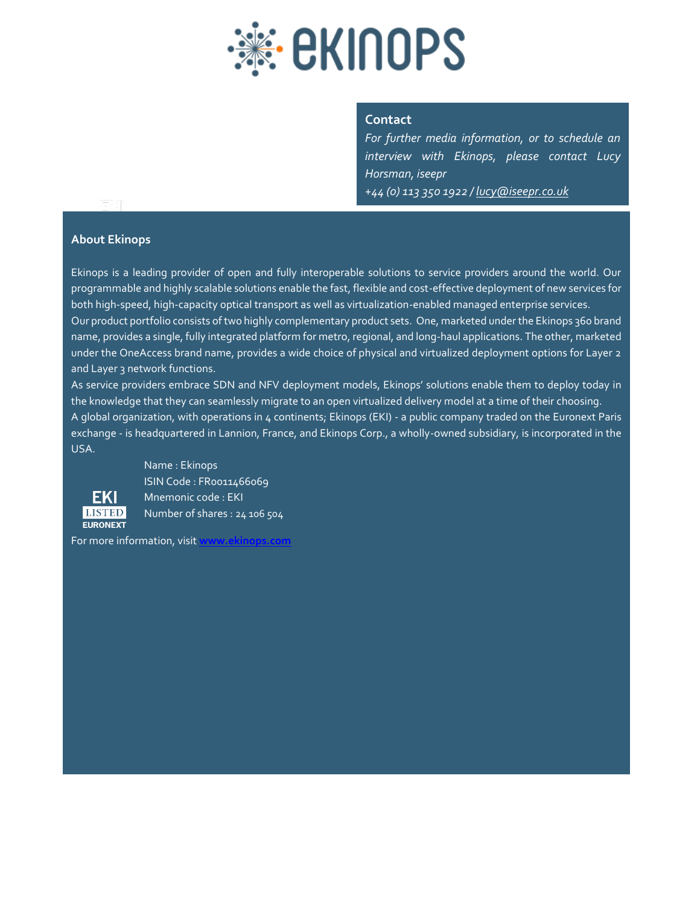## Contact

*For further media information, or to schedule an interview with Ekinops, please contact Lucy Horsman, iseepr*

*+44 (0) 113 350 1922 / lucy@iseepr.co.uk*

## About Ekinops

Ekinops is a leading provider of open and fully interoperable solutions to service providers around the world. Our programmable and highly scalable solutions enable the fast, flexible and cost-effective deployment of new services for both high-speed, high-capacity optical transport as well as virtualization-enabled managed enterprise services.

Our product portfolio consists of two highly complementary product sets. One, marketed under the Ekinops 360 brand name, provides a single, fully integrated platform for metro, regional, and long-haul applications. The other, marketed under the OneAccess brand name, provides a wide choice of physical and virtualized deployment options for Layer 2 and Layer 3 network functions.

As service providers embrace SDN and NFV deployment models, Ekinops' solutions enable them to deploy today in the knowledge that they can seamlessly migrate to an open virtualized delivery model at a time of their choosing.

A global organization, with operations in 4 continents; Ekinops (EKI) - a public company traded on the Euronext Paris exchange - is headquartered in Lannion, France, and Ekinops Corp., a wholly-owned subsidiary, is incorporated in the USA.

EKI LISTED EURONEXT

Name : Ekinops
ISIN Code : FR0011466069
Mnemonic code : EKI
Number of shares : 24 106 504

For more information, visit **www.ekinops.com**